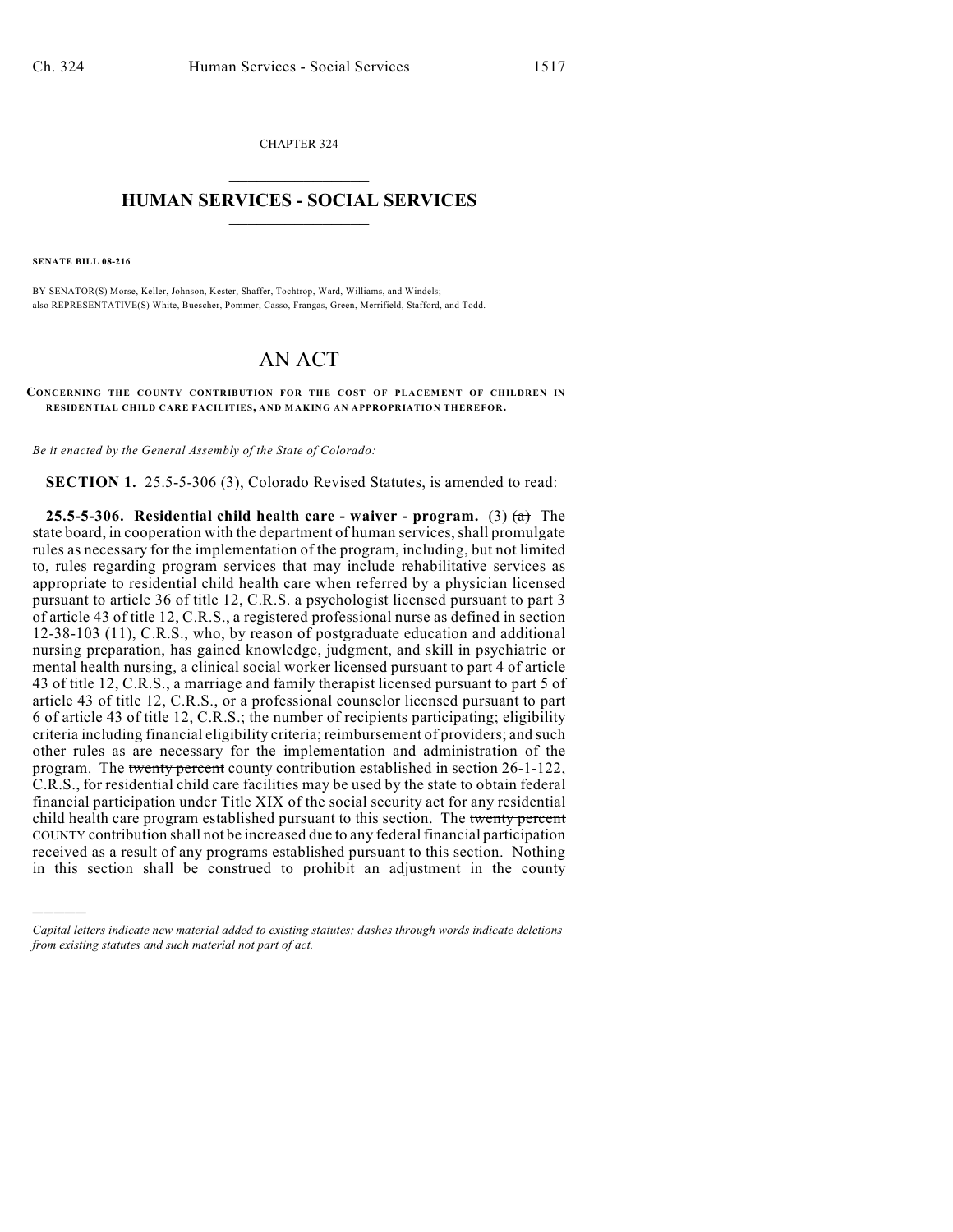CHAPTER 324

# HUMAN SERVICES - SOCIAL SERVICES

**SENATE BILL 08-216**

BY SENATOR(S) Morse, Keller, Johnson, Kester, Shaffer, Tochtrop, Ward, Williams, and Windels;
also REPRESENTATIVE(S) White, Buescher, Pommer, Casso, Frangas, Green, Merrifield, Stafford, and Todd.

# AN ACT

**CONCERNING THE COUNTY CONTRIBUTION FOR THE COST OF PLACEMENT OF CHILDREN IN RESIDENTIAL CHILD CARE FACILITIES, AND MAKING AN APPROPRIATION THEREFOR.**

*Be it enacted by the General Assembly of the State of Colorado:*

**SECTION 1.** 25.5-5-306 (3), Colorado Revised Statutes, is amended to read:

**25.5-5-306. Residential child health care - waiver - program.** (3) ~~(a)~~ The state board, in cooperation with the department of human services, shall promulgate rules as necessary for the implementation of the program, including, but not limited to, rules regarding program services that may include rehabilitative services as appropriate to residential child health care when referred by a physician licensed pursuant to article 36 of title 12, C.R.S. a psychologist licensed pursuant to part 3 of article 43 of title 12, C.R.S., a registered professional nurse as defined in section 12-38-103 (11), C.R.S., who, by reason of postgraduate education and additional nursing preparation, has gained knowledge, judgment, and skill in psychiatric or mental health nursing, a clinical social worker licensed pursuant to part 4 of article 43 of title 12, C.R.S., a marriage and family therapist licensed pursuant to part 5 of article 43 of title 12, C.R.S., or a professional counselor licensed pursuant to part 6 of article 43 of title 12, C.R.S.; the number of recipients participating; eligibility criteria including financial eligibility criteria; reimbursement of providers; and such other rules as are necessary for the implementation and administration of the program. The ~~twenty percent~~ county contribution established in section 26-1-122, C.R.S., for residential child care facilities may be used by the state to obtain federal financial participation under Title XIX of the social security act for any residential child health care program established pursuant to this section. The ~~twenty percent~~ COUNTY contribution shall not be increased due to any federal financial participation received as a result of any programs established pursuant to this section. Nothing in this section shall be construed to prohibit an adjustment in the county

*Capital letters indicate new material added to existing statutes; dashes through words indicate deletions from existing statutes and such material not part of act.*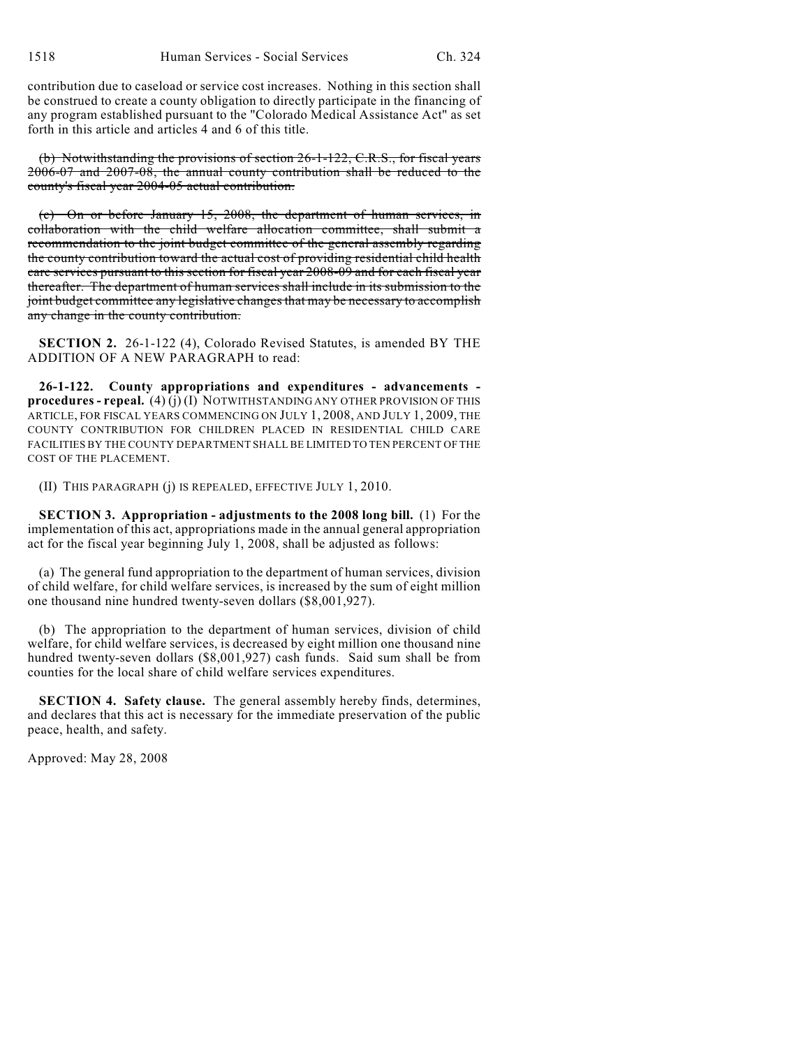contribution due to caseload or service cost increases. Nothing in this section shall be construed to create a county obligation to directly participate in the financing of any program established pursuant to the "Colorado Medical Assistance Act" as set forth in this article and articles 4 and 6 of this title.

~~(b) Notwithstanding the provisions of section 26-1-122, C.R.S., for fiscal years 2006-07 and 2007-08, the annual county contribution shall be reduced to the county's fiscal year 2004-05 actual contribution.~~

~~(c) On or before January 15, 2008, the department of human services, in collaboration with the child welfare allocation committee, shall submit a recommendation to the joint budget committee of the general assembly regarding the county contribution toward the actual cost of providing residential child health care services pursuant to this section for fiscal year 2008-09 and for each fiscal year thereafter. The department of human services shall include in its submission to the joint budget committee any legislative changes that may be necessary to accomplish any change in the county contribution.~~

**SECTION 2.** 26-1-122 (4), Colorado Revised Statutes, is amended BY THE ADDITION OF A NEW PARAGRAPH to read:

**26-1-122. County appropriations and expenditures - advancements - procedures - repeal.** (4) (j) (I) NOTWITHSTANDING ANY OTHER PROVISION OF THIS ARTICLE, FOR FISCAL YEARS COMMENCING ON JULY 1, 2008, AND JULY 1, 2009, THE COUNTY CONTRIBUTION FOR CHILDREN PLACED IN RESIDENTIAL CHILD CARE FACILITIES BY THE COUNTY DEPARTMENT SHALL BE LIMITED TO TEN PERCENT OF THE COST OF THE PLACEMENT.

(II) THIS PARAGRAPH (j) IS REPEALED, EFFECTIVE JULY 1, 2010.

**SECTION 3. Appropriation - adjustments to the 2008 long bill.** (1) For the implementation of this act, appropriations made in the annual general appropriation act for the fiscal year beginning July 1, 2008, shall be adjusted as follows:

(a) The general fund appropriation to the department of human services, division of child welfare, for child welfare services, is increased by the sum of eight million one thousand nine hundred twenty-seven dollars ($8,001,927).

(b) The appropriation to the department of human services, division of child welfare, for child welfare services, is decreased by eight million one thousand nine hundred twenty-seven dollars ($8,001,927) cash funds. Said sum shall be from counties for the local share of child welfare services expenditures.

**SECTION 4. Safety clause.** The general assembly hereby finds, determines, and declares that this act is necessary for the immediate preservation of the public peace, health, and safety.

Approved: May 28, 2008